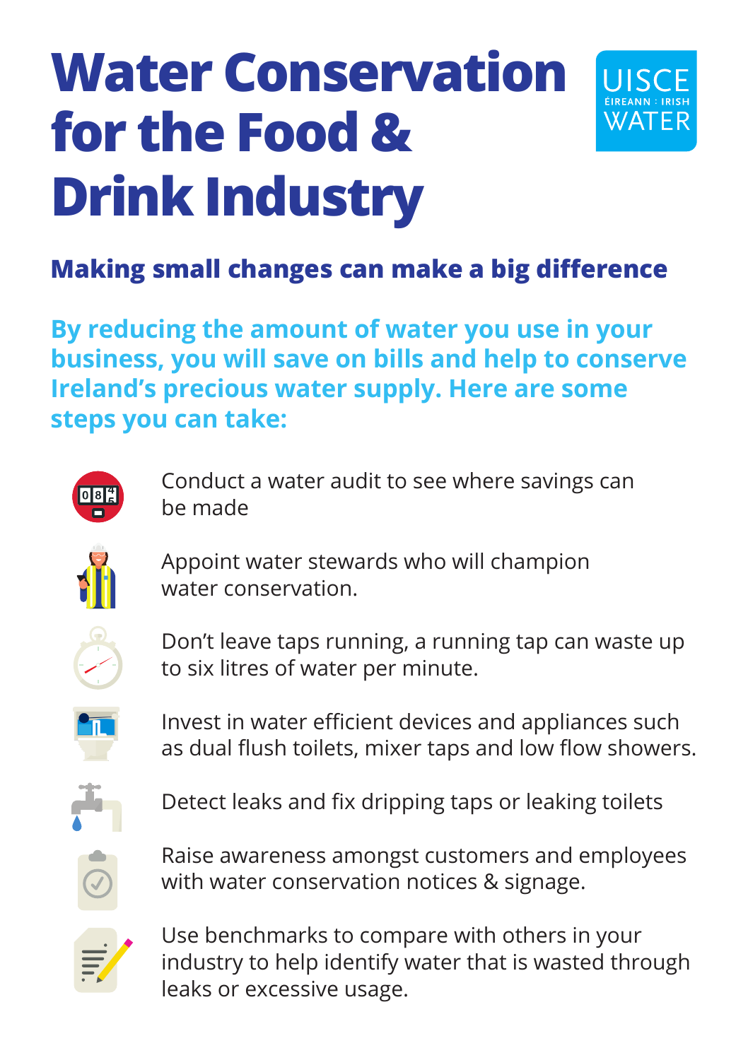# Water Conservation for the Food & Drink Industry

UISCE ÉIREANN : IRISH WATER

## Making small changes can make a big difference

**By reducing the amount of water you use in your business, you will save on bills and help to conserve Ireland's precious water supply. Here are some steps you can take:**

- Conduct a water audit to see where savings can be made
- Appoint water stewards who will champion water conservation.
- Don't leave taps running, a running tap can waste up to six litres of water per minute.
- Invest in water efficient devices and appliances such as dual flush toilets, mixer taps and low flow showers.
- Detect leaks and fix dripping taps or leaking toilets
- Raise awareness amongst customers and employees with water conservation notices & signage.
- Use benchmarks to compare with others in your industry to help identify water that is wasted through leaks or excessive usage.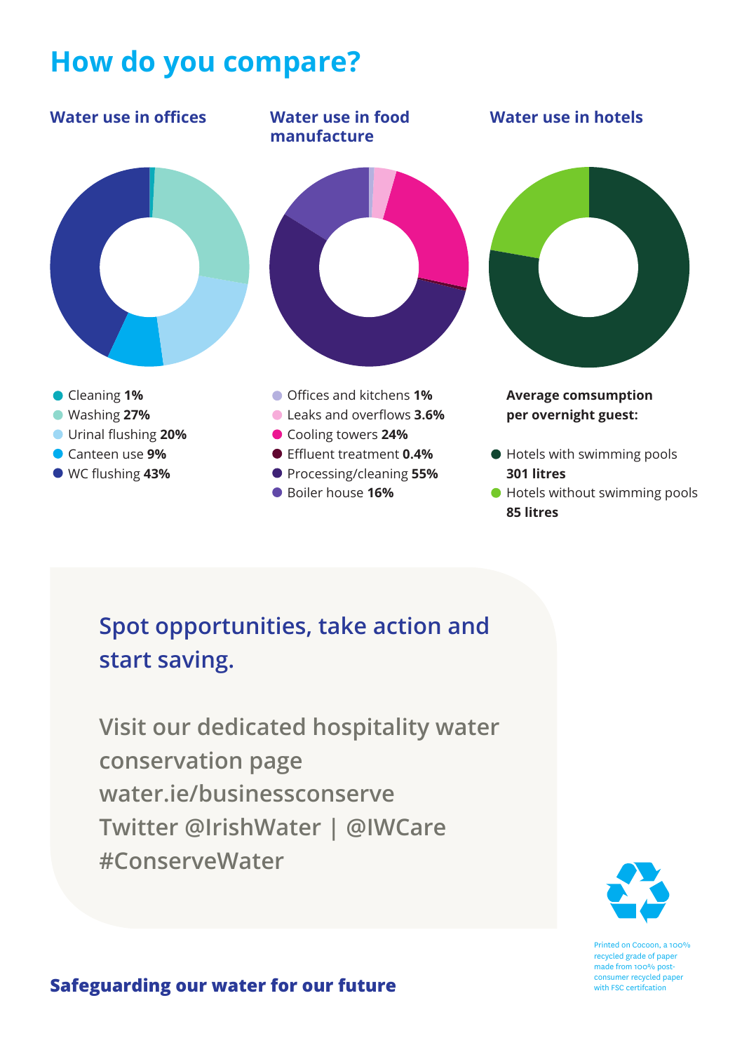# How do you compare?

### Water use in offices

- Cleaning **1%**
- Washing **27%**
- Urinal flushing **20%**
- Canteen use **9%**
- WC flushing **43%**

### Water use in food manufacture

- Offices and kitchens **1%**
- Leaks and overflows **3.6%**
- Cooling towers **24%**
- Effluent treatment **0.4%**
- Processing/cleaning **55%**
- Boiler house **16%**

### Water use in hotels

**Average comsumption per overnight guest:**

- Hotels with swimming pools **301 litres**
- Hotels without swimming pools **85 litres**

## Spot opportunities, take action and start saving.

Visit our dedicated hospitality water conservation page
water.ie/businessconserve
Twitter @IrishWater | @IWCare
#ConserveWater

Printed on Cocoon, a 100% recycled grade of paper made from 100% post-consumer recycled paper with FSC certifcation

**Safeguarding our water for our future**